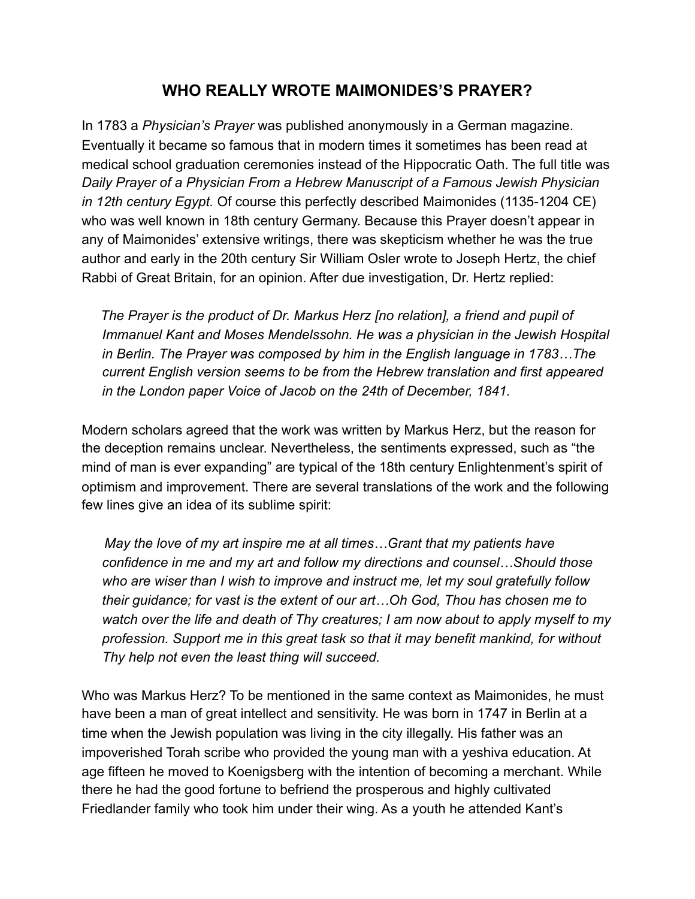# WHO REALLY WROTE MAIMONIDES'S PRAYER?

In 1783 a *Physician's Prayer* was published anonymously in a German magazine. Eventually it became so famous that in modern times it sometimes has been read at medical school graduation ceremonies instead of the Hippocratic Oath. The full title was *Daily Prayer of a Physician From a Hebrew Manuscript of a Famous Jewish Physician in 12th century Egypt.* Of course this perfectly described Maimonides (1135-1204 CE) who was well known in 18th century Germany. Because this Prayer doesn't appear in any of Maimonides' extensive writings, there was skepticism whether he was the true author and early in the 20th century Sir William Osler wrote to Joseph Hertz, the chief Rabbi of Great Britain, for an opinion. After due investigation, Dr. Hertz replied:

> *The Prayer is the product of Dr. Markus Herz [no relation], a friend and pupil of Immanuel Kant and Moses Mendelssohn. He was a physician in the Jewish Hospital in Berlin. The Prayer was composed by him in the English language in 1783…The current English version seems to be from the Hebrew translation and first appeared in the London paper Voice of Jacob on the 24th of December, 1841.*

Modern scholars agreed that the work was written by Markus Herz, but the reason for the deception remains unclear. Nevertheless, the sentiments expressed, such as "the mind of man is ever expanding" are typical of the 18th century Enlightenment's spirit of optimism and improvement. There are several translations of the work and the following few lines give an idea of its sublime spirit:

> *May the love of my art inspire me at all times…Grant that my patients have confidence in me and my art and follow my directions and counsel…Should those who are wiser than I wish to improve and instruct me, let my soul gratefully follow their guidance; for vast is the extent of our art…Oh God, Thou has chosen me to watch over the life and death of Thy creatures; I am now about to apply myself to my profession. Support me in this great task so that it may benefit mankind, for without Thy help not even the least thing will succeed.*

Who was Markus Herz? To be mentioned in the same context as Maimonides, he must have been a man of great intellect and sensitivity. He was born in 1747 in Berlin at a time when the Jewish population was living in the city illegally. His father was an impoverished Torah scribe who provided the young man with a yeshiva education. At age fifteen he moved to Koenigsberg with the intention of becoming a merchant. While there he had the good fortune to befriend the prosperous and highly cultivated Friedlander family who took him under their wing. As a youth he attended Kant's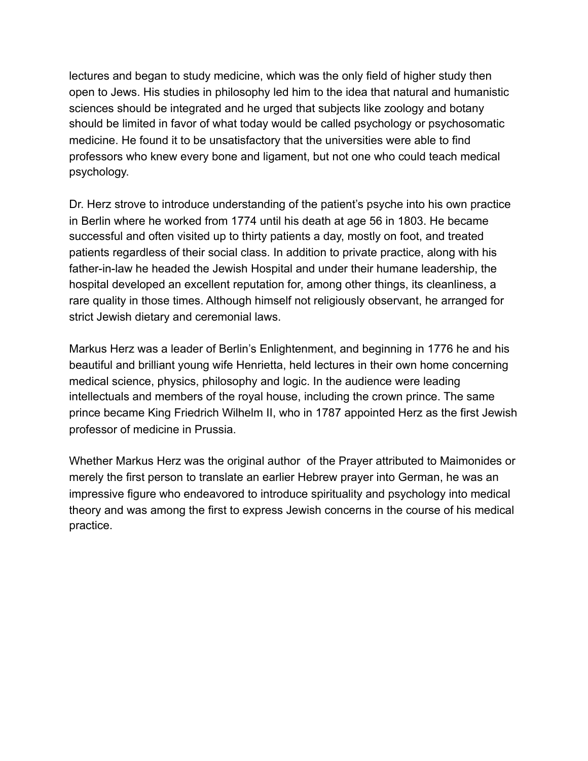lectures and began to study medicine, which was the only field of higher study then open to Jews. His studies in philosophy led him to the idea that natural and humanistic sciences should be integrated and he urged that subjects like zoology and botany should be limited in favor of what today would be called psychology or psychosomatic medicine. He found it to be unsatisfactory that the universities were able to find professors who knew every bone and ligament, but not one who could teach medical psychology.

Dr. Herz strove to introduce understanding of the patient's psyche into his own practice in Berlin where he worked from 1774 until his death at age 56 in 1803. He became successful and often visited up to thirty patients a day, mostly on foot, and treated patients regardless of their social class. In addition to private practice, along with his father-in-law he headed the Jewish Hospital and under their humane leadership, the hospital developed an excellent reputation for, among other things, its cleanliness, a rare quality in those times. Although himself not religiously observant, he arranged for strict Jewish dietary and ceremonial laws.

Markus Herz was a leader of Berlin's Enlightenment, and beginning in 1776 he and his beautiful and brilliant young wife Henrietta, held lectures in their own home concerning medical science, physics, philosophy and logic. In the audience were leading intellectuals and members of the royal house, including the crown prince. The same prince became King Friedrich Wilhelm II, who in 1787 appointed Herz as the first Jewish professor of medicine in Prussia.

Whether Markus Herz was the original author of the Prayer attributed to Maimonides or merely the first person to translate an earlier Hebrew prayer into German, he was an impressive figure who endeavored to introduce spirituality and psychology into medical theory and was among the first to express Jewish concerns in the course of his medical practice.